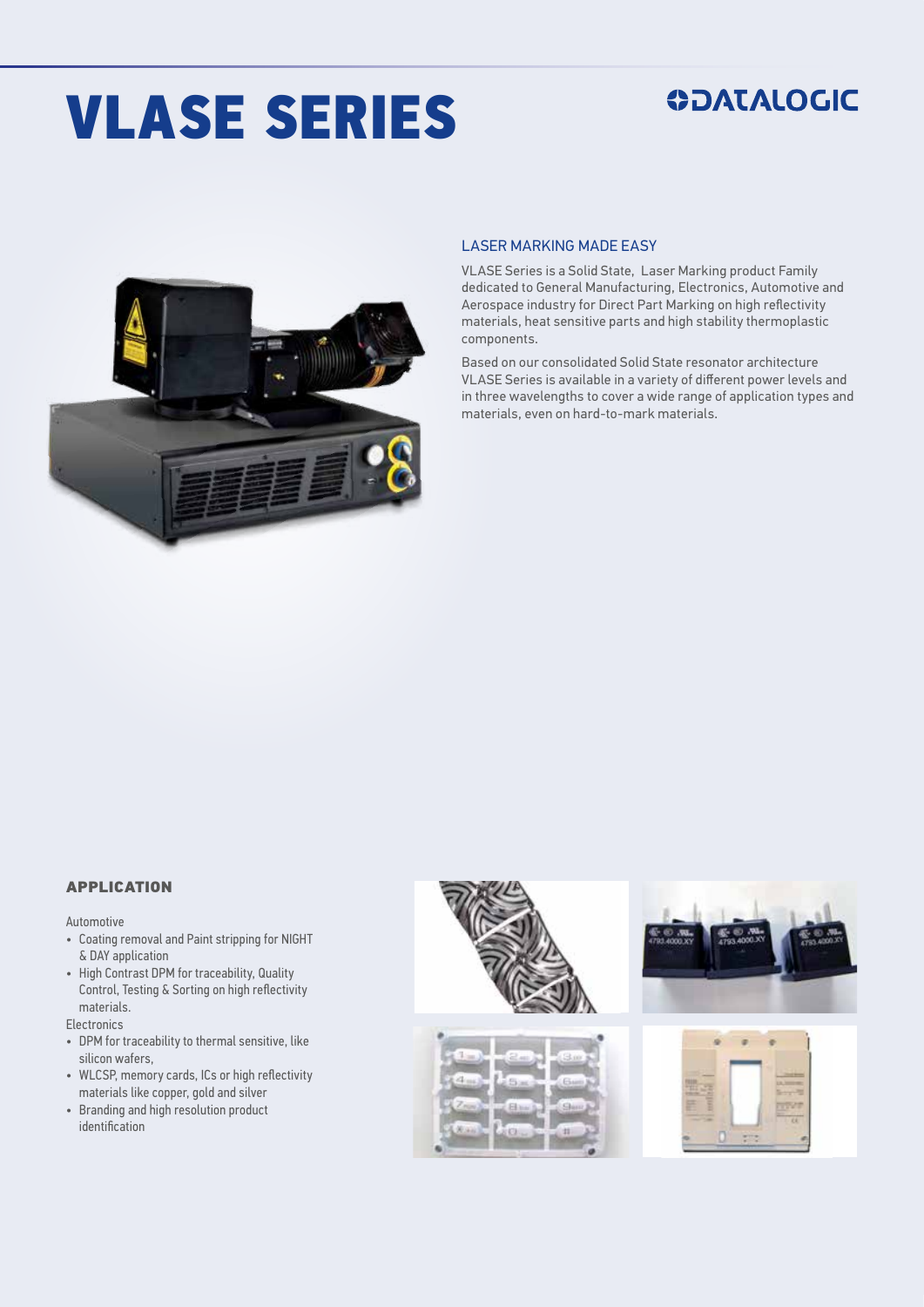# VLASE SERIES

DATALOGIC

## LASER MARKING MADE EASY

VLASE Series is a Solid State, Laser Marking product Family dedicated to General Manufacturing, Electronics, Automotive and Aerospace industry for Direct Part Marking on high reflectivity materials, heat sensitive parts and high stability thermoplastic components.

Based on our consolidated Solid State resonator architecture VLASE Series is available in a variety of different power levels and in three wavelengths to cover a wide range of application types and materials, even on hard-to-mark materials.

## APPLICATION

Automotive

- Coating removal and Paint stripping for NIGHT & DAY application
- High Contrast DPM for traceability, Quality Control, Testing & Sorting on high reflectivity materials.

Electronics

- DPM for traceability to thermal sensitive, like silicon wafers,
- WLCSP, memory cards, ICs or high reflectivity materials like copper, gold and silver
- Branding and high resolution product identification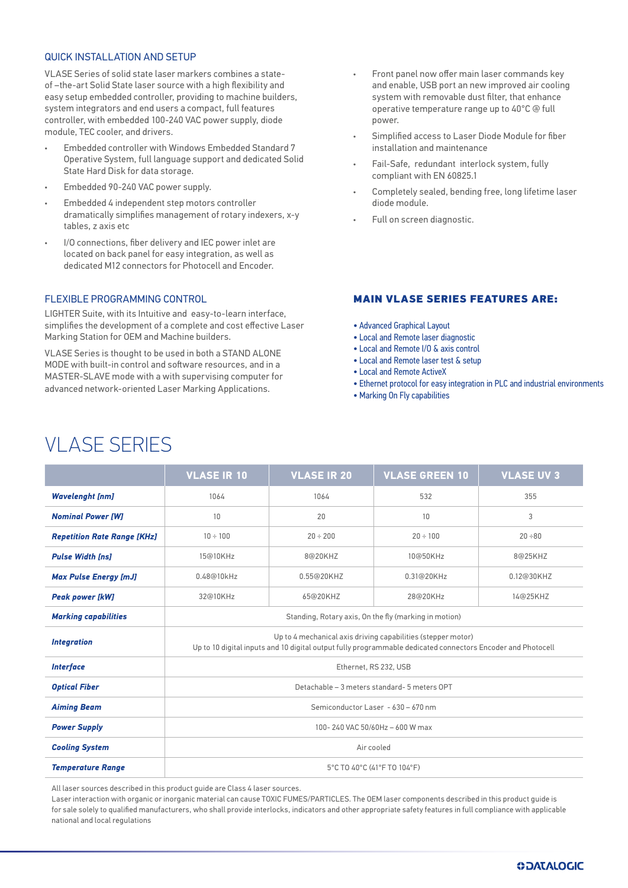## QUICK INSTALLATION AND SETUP

VLASE Series of solid state laser markers combines a state-of –the-art Solid State laser source with a high flexibility and easy setup embedded controller, providing to machine builders, system integrators and end users a compact, full features controller, with embedded 100-240 VAC power supply, diode module, TEC cooler, and drivers.

- Embedded controller with Windows Embedded Standard 7 Operative System, full language support and dedicated Solid State Hard Disk for data storage.
- Embedded 90-240 VAC power supply.
- Embedded 4 independent step motors controller dramatically simplifies management of rotary indexers, x-y tables, z axis etc
- I/O connections, fiber delivery and IEC power inlet are located on back panel for easy integration, as well as dedicated M12 connectors for Photocell and Encoder.
- Front panel now offer main laser commands key and enable, USB port an new improved air cooling system with removable dust filter, that enhance operative temperature range up to 40°C @ full power.
- Simplified access to Laser Diode Module for fiber installation and maintenance
- Fail-Safe, redundant interlock system, fully compliant with EN 60825.1
- Completely sealed, bending free, long lifetime laser diode module.
- Full on screen diagnostic.

## FLEXIBLE PROGRAMMING CONTROL

LIGHTER Suite, with its Intuitive and easy-to-learn interface, simplifies the development of a complete and cost effective Laser Marking Station for OEM and Machine builders.

VLASE Series is thought to be used in both a STAND ALONE MODE with built-in control and software resources, and in a MASTER-SLAVE mode with a with supervising computer for advanced network-oriented Laser Marking Applications.

## MAIN VLASE SERIES FEATURES ARE:

- Advanced Graphical Layout
- Local and Remote laser diagnostic
- Local and Remote I/O & axis control
- Local and Remote laser test & setup
- Local and Remote ActiveX
- Ethernet protocol for easy integration in PLC and industrial environments
- Marking On Fly capabilities

# VLASE SERIES

| | VLASE IR 10 | VLASE IR 20 | VLASE GREEN 10 | VLASE UV 3 |
|---|---|---|---|---|
| ***Wavelenght [nm]*** | 1064 | 1064 | 532 | 355 |
| ***Nominal Power [W]*** | 10 | 20 | 10 | 3 |
| ***Repetition Rate Range [KHz]*** | 10 ÷ 100 | 20 ÷ 200 | 20 ÷ 100 | 20 ÷80 |
| ***Pulse Width [ns]*** | 15@10KHz | 8@20KHZ | 10@50KHz | 8@25KHZ |
| ***Max Pulse Energy [mJ]*** | 0.48@10kHz | 0.55@20KHZ | 0.31@20KHz | 0.12@30KHZ |
| ***Peak power [kW]*** | 32@10KHz | 65@20KHZ | 28@20KHz | 14@25KHZ |
| ***Marking capabilities*** | Standing, Rotary axis, On the fly (marking in motion) | | | |
| ***Integration*** | Up to 4 mechanical axis driving capabilities (stepper motor)<br>Up to 10 digital inputs and 10 digital output fully programmable dedicated connectors Encoder and Photocell | | | |
| ***Interface*** | Ethernet, RS 232, USB | | | |
| ***Optical Fiber*** | Detachable – 3 meters standard- 5 meters OPT | | | |
| ***Aiming Beam*** | Semiconductor Laser - 630 – 670 nm | | | |
| ***Power Supply*** | 100- 240 VAC 50/60Hz – 600 W max | | | |
| ***Cooling System*** | Air cooled | | | |
| ***Temperature Range*** | 5°C TO 40°C (41°F TO 104°F) | | | |

All laser sources described in this product guide are Class 4 laser sources.
Laser interaction with organic or inorganic material can cause TOXIC FUMES/PARTICLES. The OEM laser components described in this product guide is for sale solely to qualified manufacturers, who shall provide interlocks, indicators and other appropriate safety features in full compliance with applicable national and local regulations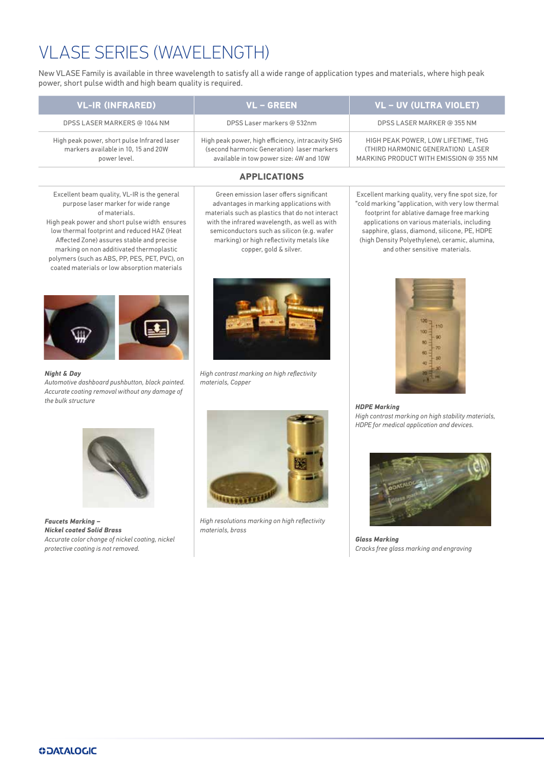# VLASE SERIES (WAVELENGTH)

New VLASE Family is available in three wavelength to satisfy all a wide range of application types and materials, where high peak power, short pulse width and high beam quality is required.

| VL-IR (INFRARED) | VL – GREEN | VL – UV (ULTRA VIOLET) |
|---|---|---|
| DPSS LASER MARKERS @ 1064 NM | DPSS Laser markers @ 532nm | DPSS LASER MARKER @ 355 NM |
| High peak power, short pulse Infrared laser markers available in 10, 15 and 20W power level. | High peak power, high efficiency, intracavity SHG (second harmonic Generation) laser markers available in tow power size: 4W and 10W | HIGH PEAK POWER, LOW LIFETIME, THG (THIRD HARMONIC GENERATION) LASER MARKING PRODUCT WITH EMISSION @ 355 NM |

## APPLICATIONS

### VL-IR (INFRARED)

Excellent beam quality, VL-IR is the general purpose laser marker for wide range of materials.
High peak power and short pulse width ensures low thermal footprint and reduced HAZ (Heat Affected Zone) assures stable and precise marking on non additivated thermoplastic polymers (such as ABS, PP, PES, PET, PVC), on coated materials or low absorption materials

***Night & Day***
*Automotive dashboard pushbutton, black painted. Accurate coating removal without any damage of the bulk structure*

***Faucets Marking – Nickel coated Solid Brass***
*Accurate color change of nickel coating, nickel protective coating is not removed.*

### VL – GREEN

Green emission laser offers significant advantages in marking applications with materials such as plastics that do not interact with the infrared wavelength, as well as with semiconductors such as silicon (e.g. wafer marking) or high reflectivity metals like copper, gold & silver.

*High contrast marking on high reflectivity materials, Copper*

*High resolutions marking on high reflectivity materials, brass*

### VL – UV (ULTRA VIOLET)

Excellent marking quality, very fine spot size, for "cold marking "application, with very low thermal footprint for ablative damage free marking applications on various materials, including sapphire, glass, diamond, silicone, PE, HDPE (high Density Polyethylene), ceramic, alumina, and other sensitive materials.

***HDPE Marking***
*High contrast marking on high stability materials, HDPE for medical application and devices.*

***Glass Marking***
*Cracks free glass marking and engraving*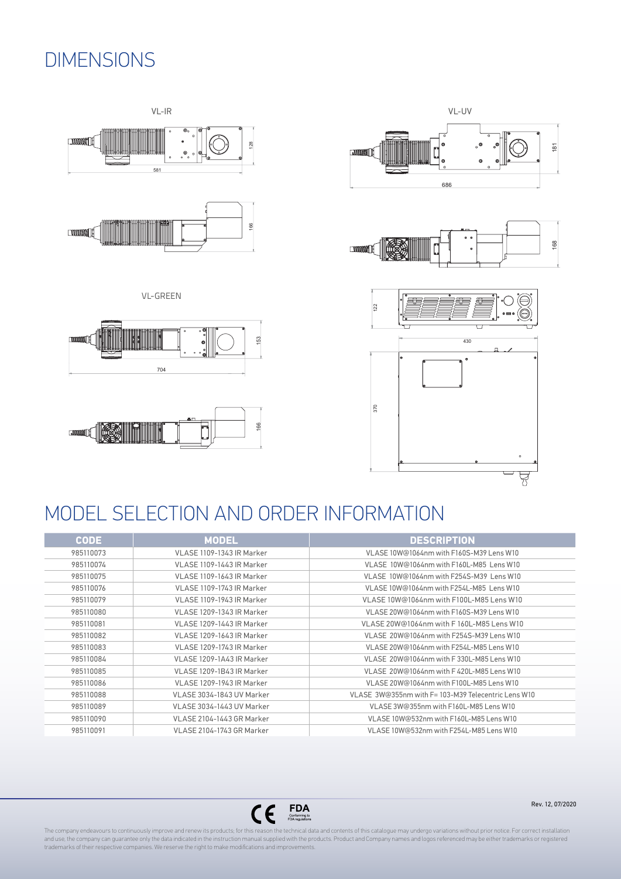# DIMENSIONS

VL-IR

128

581

166

VL-UV

181

686

168

VL-GREEN

153

704

166

122

430

370

# MODEL SELECTION AND ORDER INFORMATION

| CODE | MODEL | DESCRIPTION |
|---|---|---|
| 985110073 | VLASE 1109-1343 IR Marker | VLASE 10W@1064nm with F160S-M39 Lens W10 |
| 985110074 | VLASE 1109-1443 IR Marker | VLASE 10W@1064nm with F160L-M85 Lens W10 |
| 985110075 | VLASE 1109-1643 IR Marker | VLASE 10W@1064nm with F254S-M39 Lens W10 |
| 985110076 | VLASE 1109-1743 IR Marker | VLASE 10W@1064nm with F254L-M85 Lens W10 |
| 985110079 | VLASE 1109-1943 IR Marker | VLASE 10W@1064nm with F100L-M85 Lens W10 |
| 985110080 | VLASE 1209-1343 IR Marker | VLASE 20W@1064nm with F160S-M39 Lens W10 |
| 985110081 | VLASE 1209-1443 IR Marker | VLASE 20W@1064nm with F 160L-M85 Lens W10 |
| 985110082 | VLASE 1209-1643 IR Marker | VLASE 20W@1064nm with F254S-M39 Lens W10 |
| 985110083 | VLASE 1209-1743 IR Marker | VLASE 20W@1064nm with F254L-M85 Lens W10 |
| 985110084 | VLASE 1209-1A43 IR Marker | VLASE 20W@1064nm with F 330L-M85 Lens W10 |
| 985110085 | VLASE 1209-1B43 IR Marker | VLASE 20W@1064nm with F 420L-M85 Lens W10 |
| 985110086 | VLASE 1209-1943 IR Marker | VLASE 20W@1064nm with F100L-M85 Lens W10 |
| 985110088 | VLASE 3034-1843 UV Marker | VLASE 3W@355nm with F= 103-M39 Telecentric Lens W10 |
| 985110089 | VLASE 3034-1443 UV Marker | VLASE 3W@355nm with F160L-M85 Lens W10 |
| 985110090 | VLASE 2104-1443 GR Marker | VLASE 10W@532nm with F160L-M85 Lens W10 |
| 985110091 | VLASE 2104-1743 GR Marker | VLASE 10W@532nm with F254L-M85 Lens W10 |

CE FDA Conforming to FDA regulations

Rev. 12, 07/2020

The company endeavours to continuously improve and renew its products; for this reason the technical data and contents of this catalogue may undergo variations without prior notice. For correct installation and use, the company can guarantee only the data indicated in the instruction manual supplied with the products. Product and Company names and logos referenced may be either trademarks or registered trademarks of their respective companies. We reserve the right to make modifications and improvements.